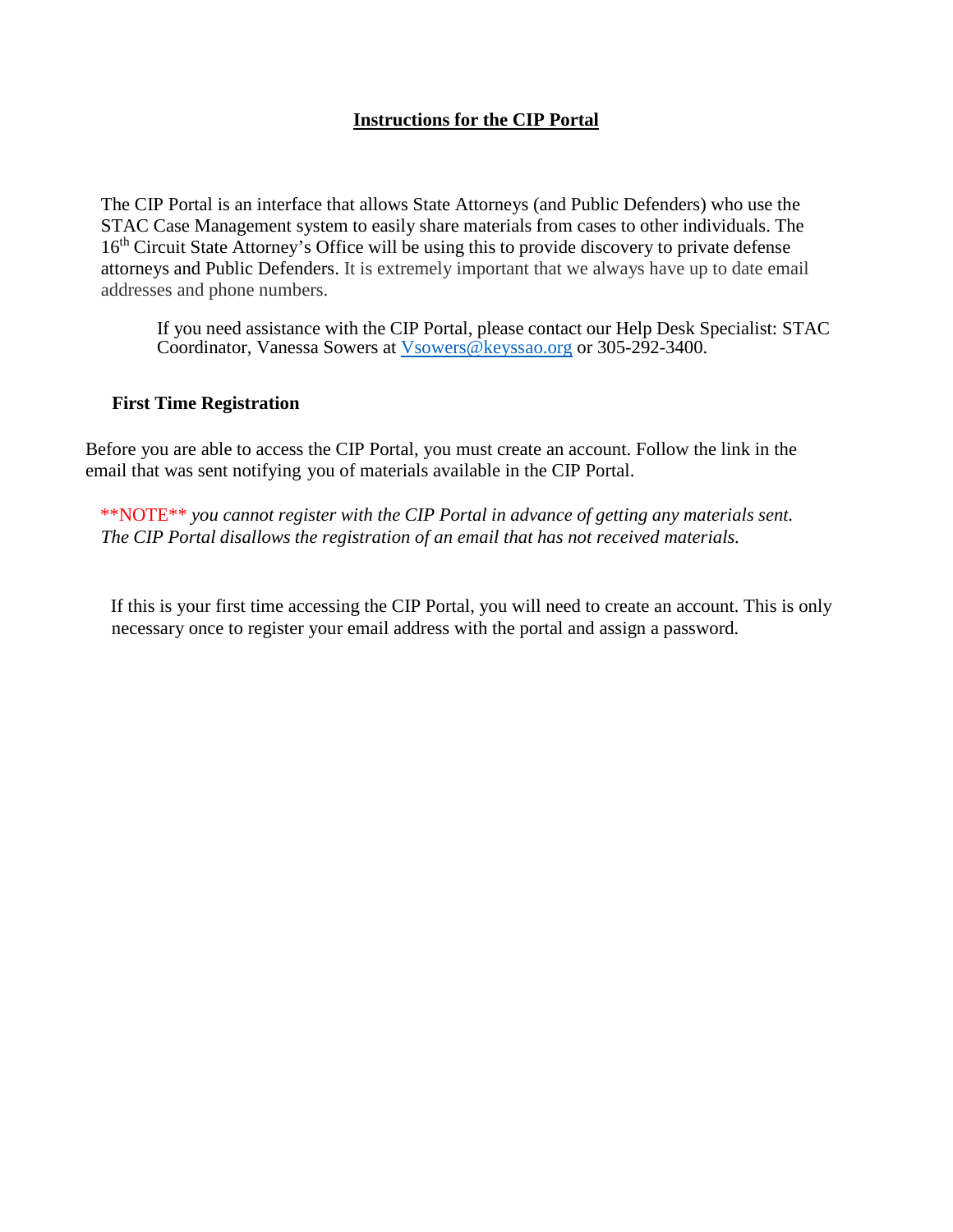# Instructions for the CIP Portal

The CIP Portal is an interface that allows State Attorneys (and Public Defenders) who use the STAC Case Management system to easily share materials from cases to other individuals. The 16th Circuit State Attorney's Office will be using this to provide discovery to private defense attorneys and Public Defenders. It is extremely important that we always have up to date email addresses and phone numbers.

If you need assistance with the CIP Portal, please contact our Help Desk Specialist: STAC Coordinator, Vanessa Sowers at [Vsowers@keyssao.org](mailto:Vsowers@keyssao.org) or 305-292-3400.

## First Time Registration

Before you are able to access the CIP Portal, you must create an account. Follow the link in the email that was sent notifying you of materials available in the CIP Portal.

\*\*NOTE\*\* *you cannot register with the CIP Portal in advance of getting any materials sent. The CIP Portal disallows the registration of an email that has not received materials.*

If this is your first time accessing the CIP Portal, you will need to create an account. This is only necessary once to register your email address with the portal and assign a password.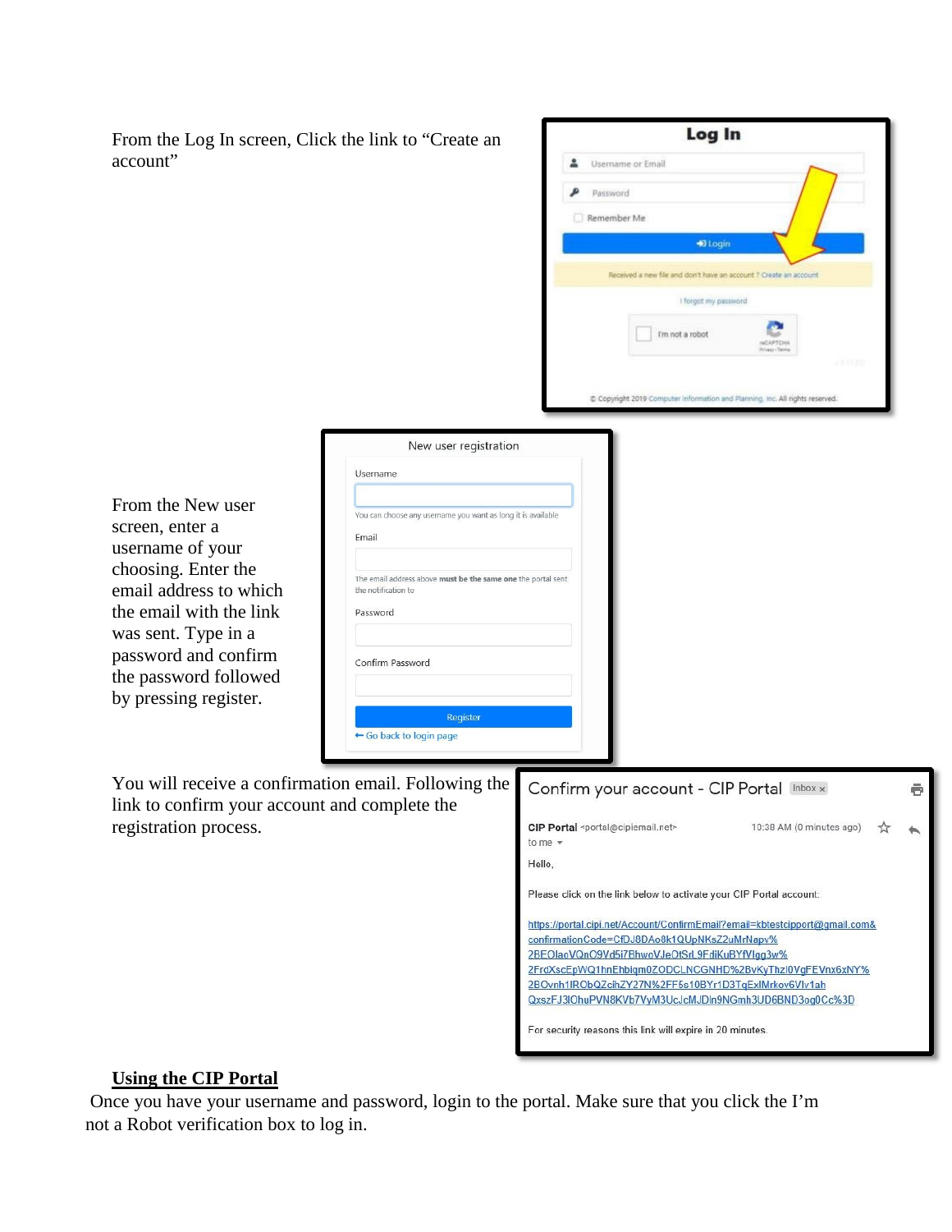From the Log In screen, Click the link to "Create an account"

From the New user screen, enter a username of your choosing. Enter the email address to which the email with the link was sent. Type in a password and confirm the password followed by pressing register.

You will receive a confirmation email. Following the link to confirm your account and complete the registration process.

## Using the CIP Portal

Once you have your username and password, login to the portal. Make sure that you click the I'm not a Robot verification box to log in.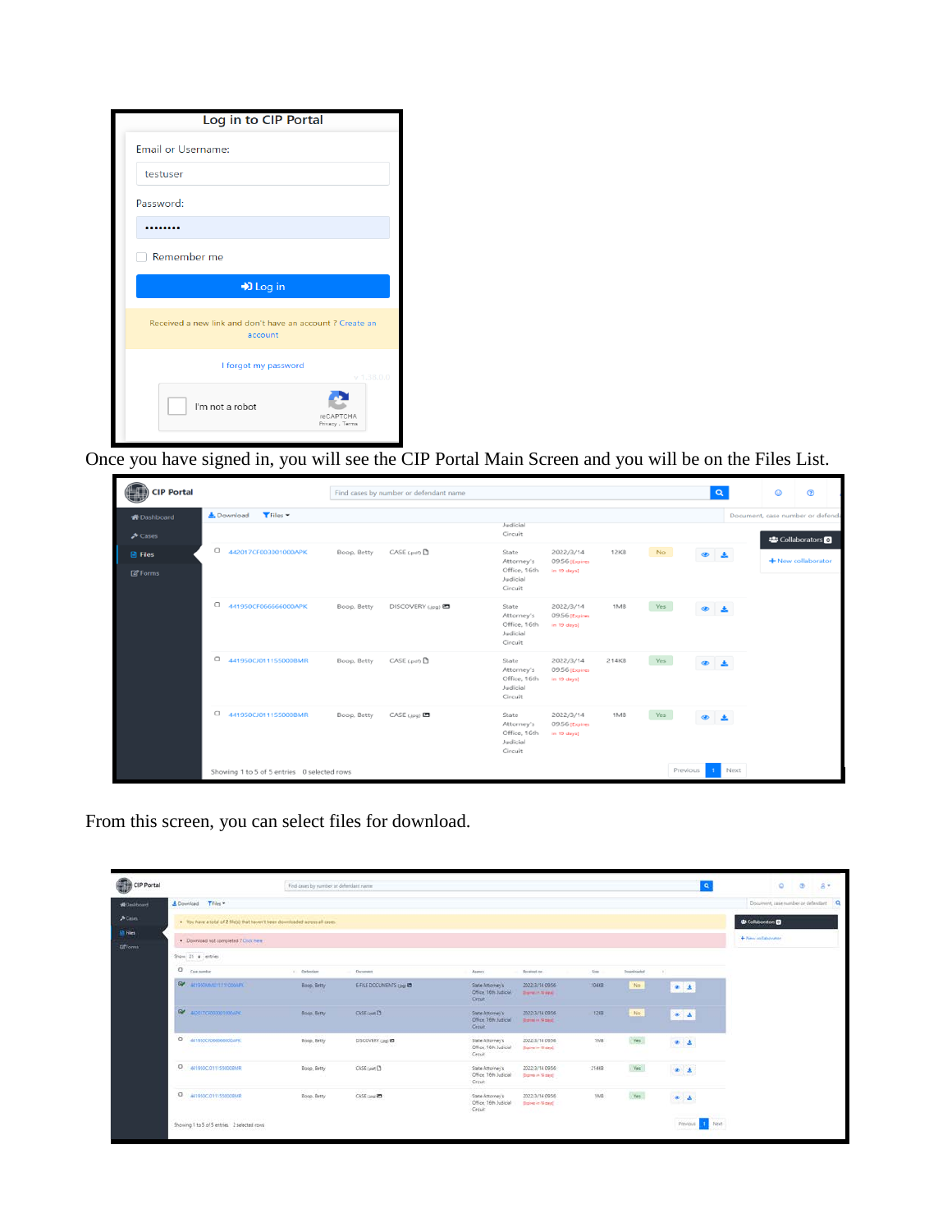Once you have signed in, you will see the CIP Portal Main Screen and you will be on the Files List.

From this screen, you can select files for download.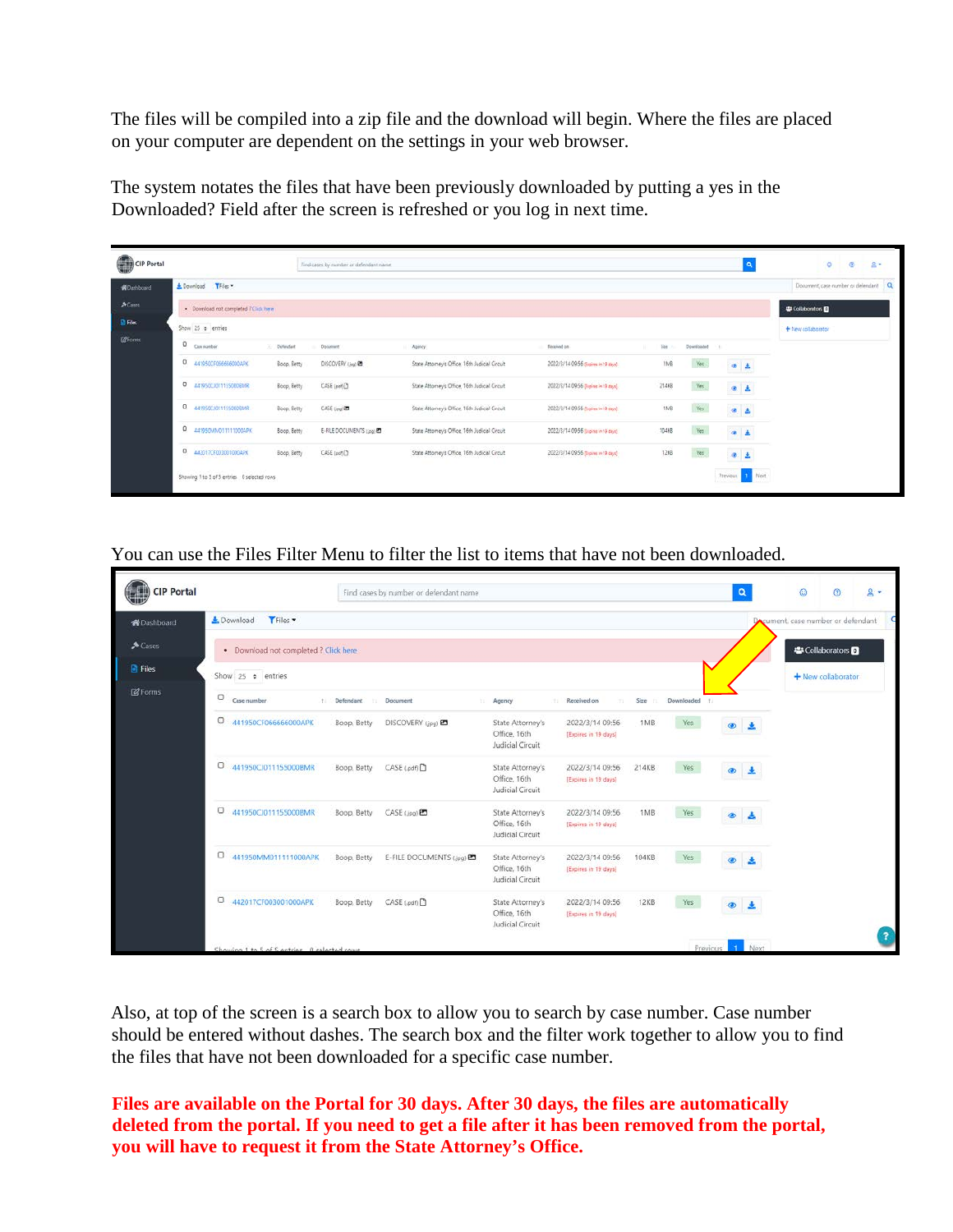The files will be compiled into a zip file and the download will begin. Where the files are placed on your computer are dependent on the settings in your web browser.

The system notates the files that have been previously downloaded by putting a yes in the Downloaded? Field after the screen is refreshed or you log in next time.

You can use the Files Filter Menu to filter the list to items that have not been downloaded.

Also, at top of the screen is a search box to allow you to search by case number. Case number should be entered without dashes. The search box and the filter work together to allow you to find the files that have not been downloaded for a specific case number.

**Files are available on the Portal for 30 days. After 30 days, the files are automatically deleted from the portal. If you need to get a file after it has been removed from the portal, you will have to request it from the State Attorney's Office.**